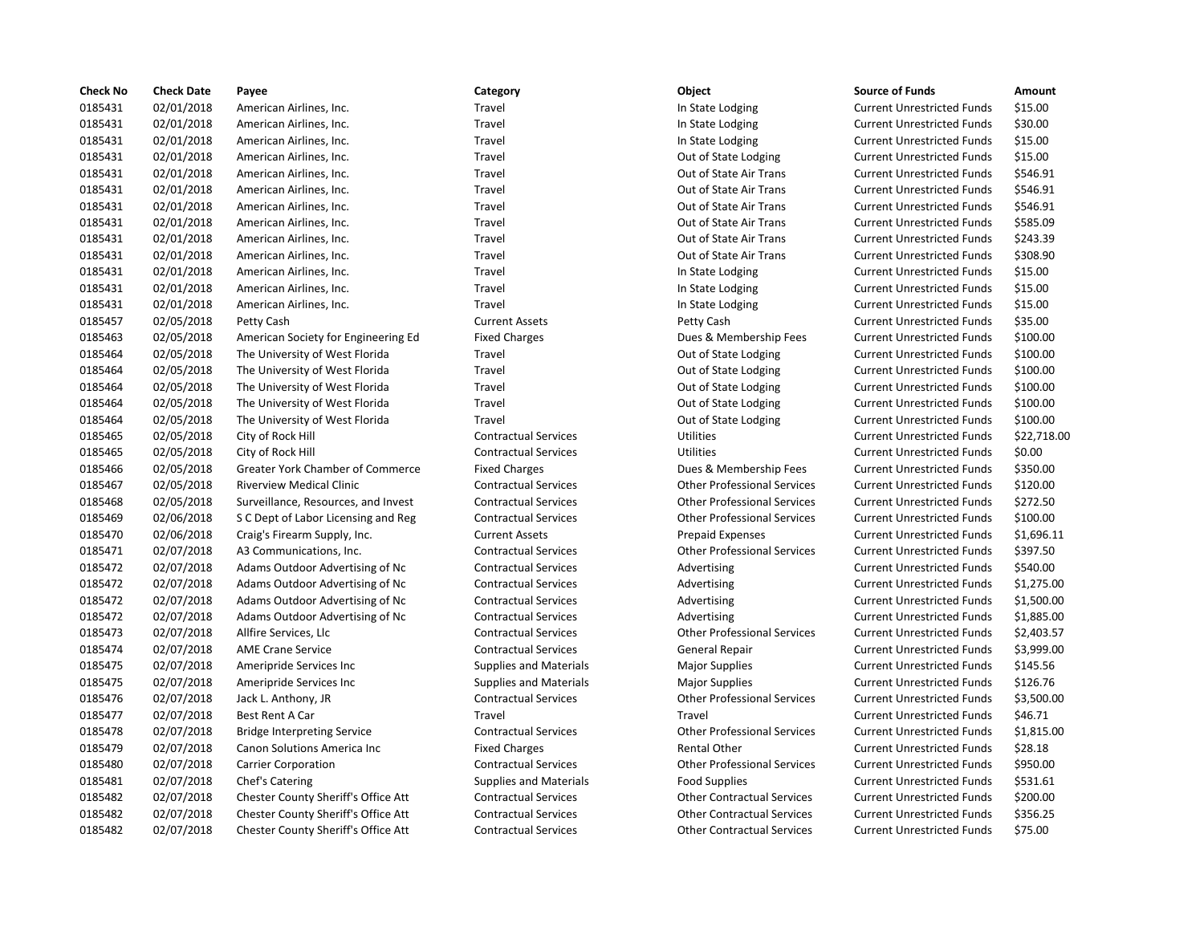| Check No | Check Date | Payee | Category | Object | Source of Funds | Amount |
|---|---|---|---|---|---|---|
| 0185431 | 02/01/2018 | American Airlines, Inc. | Travel | In State Lodging | Current Unrestricted Funds | $15.00 |
| 0185431 | 02/01/2018 | American Airlines, Inc. | Travel | In State Lodging | Current Unrestricted Funds | $30.00 |
| 0185431 | 02/01/2018 | American Airlines, Inc. | Travel | In State Lodging | Current Unrestricted Funds | $15.00 |
| 0185431 | 02/01/2018 | American Airlines, Inc. | Travel | Out of State Lodging | Current Unrestricted Funds | $15.00 |
| 0185431 | 02/01/2018 | American Airlines, Inc. | Travel | Out of State Air Trans | Current Unrestricted Funds | $546.91 |
| 0185431 | 02/01/2018 | American Airlines, Inc. | Travel | Out of State Air Trans | Current Unrestricted Funds | $546.91 |
| 0185431 | 02/01/2018 | American Airlines, Inc. | Travel | Out of State Air Trans | Current Unrestricted Funds | $546.91 |
| 0185431 | 02/01/2018 | American Airlines, Inc. | Travel | Out of State Air Trans | Current Unrestricted Funds | $585.09 |
| 0185431 | 02/01/2018 | American Airlines, Inc. | Travel | Out of State Air Trans | Current Unrestricted Funds | $243.39 |
| 0185431 | 02/01/2018 | American Airlines, Inc. | Travel | Out of State Air Trans | Current Unrestricted Funds | $308.90 |
| 0185431 | 02/01/2018 | American Airlines, Inc. | Travel | In State Lodging | Current Unrestricted Funds | $15.00 |
| 0185431 | 02/01/2018 | American Airlines, Inc. | Travel | In State Lodging | Current Unrestricted Funds | $15.00 |
| 0185431 | 02/01/2018 | American Airlines, Inc. | Travel | In State Lodging | Current Unrestricted Funds | $15.00 |
| 0185457 | 02/05/2018 | Petty Cash | Current Assets | Petty Cash | Current Unrestricted Funds | $35.00 |
| 0185463 | 02/05/2018 | American Society for Engineering Ed | Fixed Charges | Dues & Membership Fees | Current Unrestricted Funds | $100.00 |
| 0185464 | 02/05/2018 | The University of West Florida | Travel | Out of State Lodging | Current Unrestricted Funds | $100.00 |
| 0185464 | 02/05/2018 | The University of West Florida | Travel | Out of State Lodging | Current Unrestricted Funds | $100.00 |
| 0185464 | 02/05/2018 | The University of West Florida | Travel | Out of State Lodging | Current Unrestricted Funds | $100.00 |
| 0185464 | 02/05/2018 | The University of West Florida | Travel | Out of State Lodging | Current Unrestricted Funds | $100.00 |
| 0185464 | 02/05/2018 | The University of West Florida | Travel | Out of State Lodging | Current Unrestricted Funds | $100.00 |
| 0185465 | 02/05/2018 | City of Rock Hill | Contractual Services | Utilities | Current Unrestricted Funds | $22,718.00 |
| 0185465 | 02/05/2018 | City of Rock Hill | Contractual Services | Utilities | Current Unrestricted Funds | $0.00 |
| 0185466 | 02/05/2018 | Greater York Chamber of Commerce | Fixed Charges | Dues & Membership Fees | Current Unrestricted Funds | $350.00 |
| 0185467 | 02/05/2018 | Riverview Medical Clinic | Contractual Services | Other Professional Services | Current Unrestricted Funds | $120.00 |
| 0185468 | 02/05/2018 | Surveillance, Resources, and Invest | Contractual Services | Other Professional Services | Current Unrestricted Funds | $272.50 |
| 0185469 | 02/06/2018 | S C Dept of Labor Licensing and Reg | Contractual Services | Other Professional Services | Current Unrestricted Funds | $100.00 |
| 0185470 | 02/06/2018 | Craig's Firearm Supply, Inc. | Current Assets | Prepaid Expenses | Current Unrestricted Funds | $1,696.11 |
| 0185471 | 02/07/2018 | A3 Communications, Inc. | Contractual Services | Other Professional Services | Current Unrestricted Funds | $397.50 |
| 0185472 | 02/07/2018 | Adams Outdoor Advertising of Nc | Contractual Services | Advertising | Current Unrestricted Funds | $540.00 |
| 0185472 | 02/07/2018 | Adams Outdoor Advertising of Nc | Contractual Services | Advertising | Current Unrestricted Funds | $1,275.00 |
| 0185472 | 02/07/2018 | Adams Outdoor Advertising of Nc | Contractual Services | Advertising | Current Unrestricted Funds | $1,500.00 |
| 0185472 | 02/07/2018 | Adams Outdoor Advertising of Nc | Contractual Services | Advertising | Current Unrestricted Funds | $1,885.00 |
| 0185473 | 02/07/2018 | Allfire Services, Llc | Contractual Services | Other Professional Services | Current Unrestricted Funds | $2,403.57 |
| 0185474 | 02/07/2018 | AME Crane Service | Contractual Services | General Repair | Current Unrestricted Funds | $3,999.00 |
| 0185475 | 02/07/2018 | Ameripride Services Inc | Supplies and Materials | Major Supplies | Current Unrestricted Funds | $145.56 |
| 0185475 | 02/07/2018 | Ameripride Services Inc | Supplies and Materials | Major Supplies | Current Unrestricted Funds | $126.76 |
| 0185476 | 02/07/2018 | Jack L. Anthony, JR | Contractual Services | Other Professional Services | Current Unrestricted Funds | $3,500.00 |
| 0185477 | 02/07/2018 | Best Rent A Car | Travel | Travel | Current Unrestricted Funds | $46.71 |
| 0185478 | 02/07/2018 | Bridge Interpreting Service | Contractual Services | Other Professional Services | Current Unrestricted Funds | $1,815.00 |
| 0185479 | 02/07/2018 | Canon Solutions America Inc | Fixed Charges | Rental Other | Current Unrestricted Funds | $28.18 |
| 0185480 | 02/07/2018 | Carrier Corporation | Contractual Services | Other Professional Services | Current Unrestricted Funds | $950.00 |
| 0185481 | 02/07/2018 | Chef's Catering | Supplies and Materials | Food Supplies | Current Unrestricted Funds | $531.61 |
| 0185482 | 02/07/2018 | Chester County Sheriff's Office Att | Contractual Services | Other Contractual Services | Current Unrestricted Funds | $200.00 |
| 0185482 | 02/07/2018 | Chester County Sheriff's Office Att | Contractual Services | Other Contractual Services | Current Unrestricted Funds | $356.25 |
| 0185482 | 02/07/2018 | Chester County Sheriff's Office Att | Contractual Services | Other Contractual Services | Current Unrestricted Funds | $75.00 |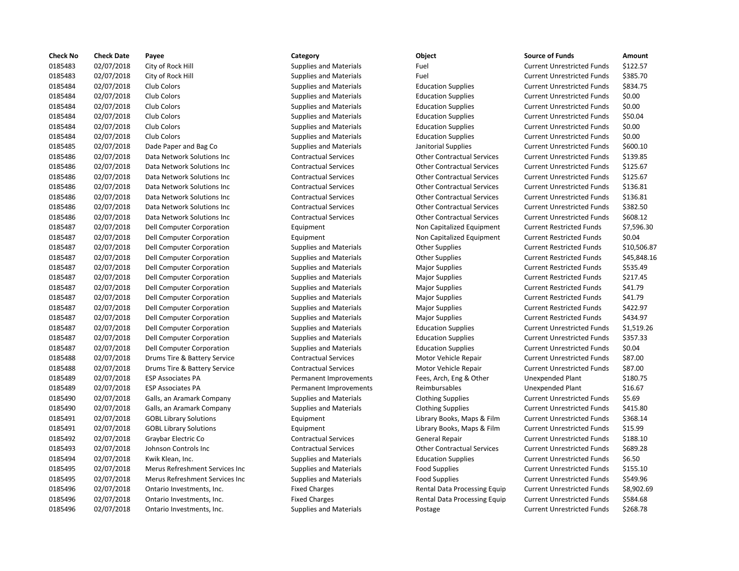| Check No | Check Date | Payee | Category | Object | Source of Funds | Amount |
|---|---|---|---|---|---|---|
| 0185483 | 02/07/2018 | City of Rock Hill | Supplies and Materials | Fuel | Current Unrestricted Funds | $122.57 |
| 0185483 | 02/07/2018 | City of Rock Hill | Supplies and Materials | Fuel | Current Unrestricted Funds | $385.70 |
| 0185484 | 02/07/2018 | Club Colors | Supplies and Materials | Education Supplies | Current Unrestricted Funds | $834.75 |
| 0185484 | 02/07/2018 | Club Colors | Supplies and Materials | Education Supplies | Current Unrestricted Funds | $0.00 |
| 0185484 | 02/07/2018 | Club Colors | Supplies and Materials | Education Supplies | Current Unrestricted Funds | $0.00 |
| 0185484 | 02/07/2018 | Club Colors | Supplies and Materials | Education Supplies | Current Unrestricted Funds | $50.04 |
| 0185484 | 02/07/2018 | Club Colors | Supplies and Materials | Education Supplies | Current Unrestricted Funds | $0.00 |
| 0185484 | 02/07/2018 | Club Colors | Supplies and Materials | Education Supplies | Current Unrestricted Funds | $0.00 |
| 0185485 | 02/07/2018 | Dade Paper and Bag Co | Supplies and Materials | Janitorial Supplies | Current Unrestricted Funds | $600.10 |
| 0185486 | 02/07/2018 | Data Network Solutions Inc | Contractual Services | Other Contractual Services | Current Unrestricted Funds | $139.85 |
| 0185486 | 02/07/2018 | Data Network Solutions Inc | Contractual Services | Other Contractual Services | Current Unrestricted Funds | $125.67 |
| 0185486 | 02/07/2018 | Data Network Solutions Inc | Contractual Services | Other Contractual Services | Current Unrestricted Funds | $125.67 |
| 0185486 | 02/07/2018 | Data Network Solutions Inc | Contractual Services | Other Contractual Services | Current Unrestricted Funds | $136.81 |
| 0185486 | 02/07/2018 | Data Network Solutions Inc | Contractual Services | Other Contractual Services | Current Unrestricted Funds | $136.81 |
| 0185486 | 02/07/2018 | Data Network Solutions Inc | Contractual Services | Other Contractual Services | Current Unrestricted Funds | $382.50 |
| 0185486 | 02/07/2018 | Data Network Solutions Inc | Contractual Services | Other Contractual Services | Current Unrestricted Funds | $608.12 |
| 0185487 | 02/07/2018 | Dell Computer Corporation | Equipment | Non Capitalized Equipment | Current Restricted Funds | $7,596.30 |
| 0185487 | 02/07/2018 | Dell Computer Corporation | Equipment | Non Capitalized Equipment | Current Restricted Funds | $0.04 |
| 0185487 | 02/07/2018 | Dell Computer Corporation | Supplies and Materials | Other Supplies | Current Restricted Funds | $10,506.87 |
| 0185487 | 02/07/2018 | Dell Computer Corporation | Supplies and Materials | Other Supplies | Current Restricted Funds | $45,848.16 |
| 0185487 | 02/07/2018 | Dell Computer Corporation | Supplies and Materials | Major Supplies | Current Restricted Funds | $535.49 |
| 0185487 | 02/07/2018 | Dell Computer Corporation | Supplies and Materials | Major Supplies | Current Restricted Funds | $217.45 |
| 0185487 | 02/07/2018 | Dell Computer Corporation | Supplies and Materials | Major Supplies | Current Restricted Funds | $41.79 |
| 0185487 | 02/07/2018 | Dell Computer Corporation | Supplies and Materials | Major Supplies | Current Restricted Funds | $41.79 |
| 0185487 | 02/07/2018 | Dell Computer Corporation | Supplies and Materials | Major Supplies | Current Restricted Funds | $422.97 |
| 0185487 | 02/07/2018 | Dell Computer Corporation | Supplies and Materials | Major Supplies | Current Restricted Funds | $434.97 |
| 0185487 | 02/07/2018 | Dell Computer Corporation | Supplies and Materials | Education Supplies | Current Unrestricted Funds | $1,519.26 |
| 0185487 | 02/07/2018 | Dell Computer Corporation | Supplies and Materials | Education Supplies | Current Unrestricted Funds | $357.33 |
| 0185487 | 02/07/2018 | Dell Computer Corporation | Supplies and Materials | Education Supplies | Current Unrestricted Funds | $0.04 |
| 0185488 | 02/07/2018 | Drums Tire & Battery Service | Contractual Services | Motor Vehicle Repair | Current Unrestricted Funds | $87.00 |
| 0185488 | 02/07/2018 | Drums Tire & Battery Service | Contractual Services | Motor Vehicle Repair | Current Unrestricted Funds | $87.00 |
| 0185489 | 02/07/2018 | ESP Associates PA | Permanent Improvements | Fees, Arch, Eng & Other | Unexpended Plant | $180.75 |
| 0185489 | 02/07/2018 | ESP Associates PA | Permanent Improvements | Reimbursables | Unexpended Plant | $16.67 |
| 0185490 | 02/07/2018 | Galls, an Aramark Company | Supplies and Materials | Clothing Supplies | Current Unrestricted Funds | $5.69 |
| 0185490 | 02/07/2018 | Galls, an Aramark Company | Supplies and Materials | Clothing Supplies | Current Unrestricted Funds | $415.80 |
| 0185491 | 02/07/2018 | GOBL Library Solutions | Equipment | Library Books, Maps & Film | Current Unrestricted Funds | $368.14 |
| 0185491 | 02/07/2018 | GOBL Library Solutions | Equipment | Library Books, Maps & Film | Current Unrestricted Funds | $15.99 |
| 0185492 | 02/07/2018 | Graybar Electric Co | Contractual Services | General Repair | Current Unrestricted Funds | $188.10 |
| 0185493 | 02/07/2018 | Johnson Controls Inc | Contractual Services | Other Contractual Services | Current Unrestricted Funds | $689.28 |
| 0185494 | 02/07/2018 | Kwik Klean, Inc. | Supplies and Materials | Education Supplies | Current Unrestricted Funds | $6.50 |
| 0185495 | 02/07/2018 | Merus Refreshment Services Inc | Supplies and Materials | Food Supplies | Current Unrestricted Funds | $155.10 |
| 0185495 | 02/07/2018 | Merus Refreshment Services Inc | Supplies and Materials | Food Supplies | Current Unrestricted Funds | $549.96 |
| 0185496 | 02/07/2018 | Ontario Investments, Inc. | Fixed Charges | Rental Data Processing Equip | Current Unrestricted Funds | $8,902.69 |
| 0185496 | 02/07/2018 | Ontario Investments, Inc. | Fixed Charges | Rental Data Processing Equip | Current Unrestricted Funds | $584.68 |
| 0185496 | 02/07/2018 | Ontario Investments, Inc. | Supplies and Materials | Postage | Current Unrestricted Funds | $268.78 |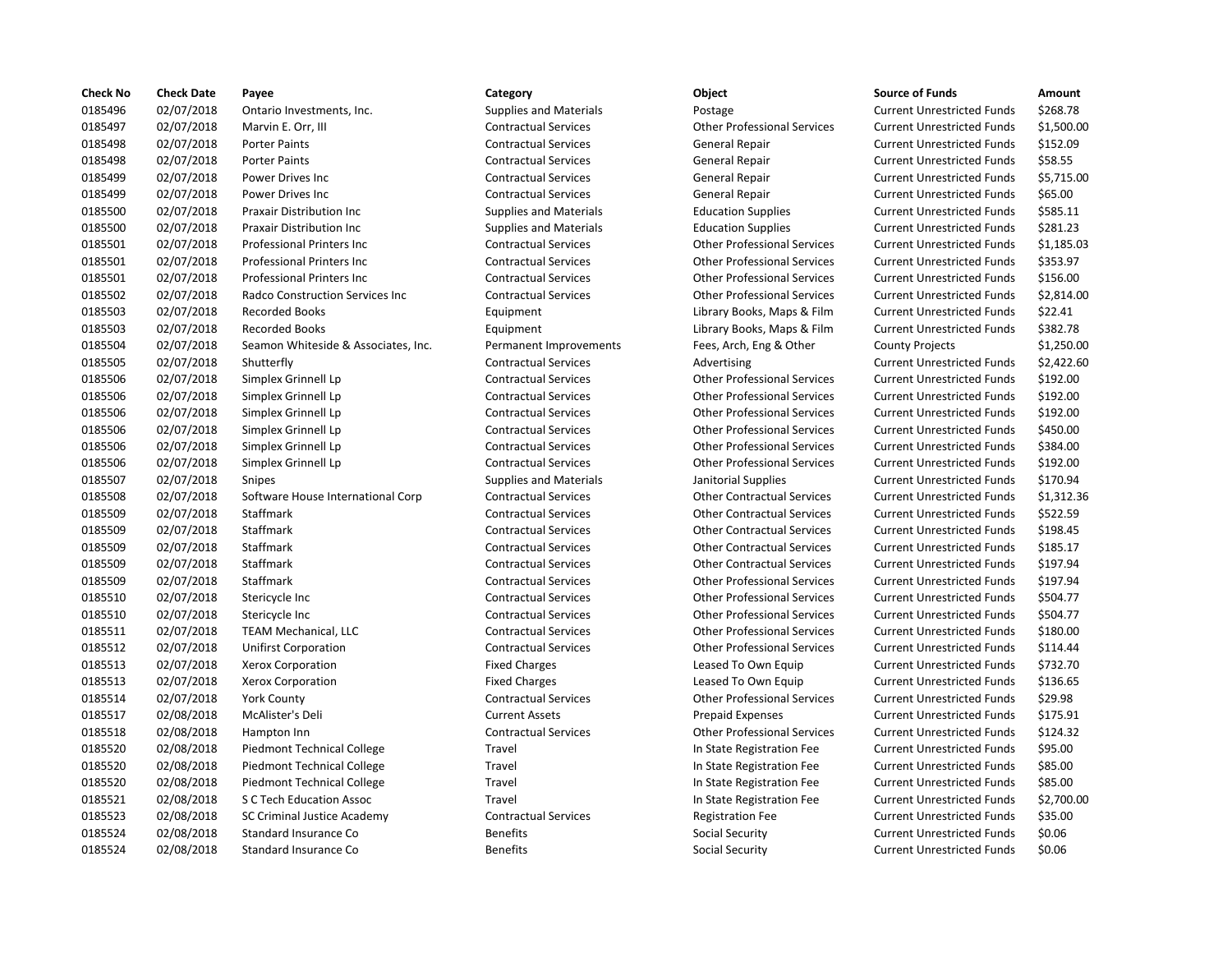| Check No | Check Date | Payee | Category | Object | Source of Funds | Amount |
|---|---|---|---|---|---|---|
| 0185496 | 02/07/2018 | Ontario Investments, Inc. | Supplies and Materials | Postage | Current Unrestricted Funds | $268.78 |
| 0185497 | 02/07/2018 | Marvin E. Orr, III | Contractual Services | Other Professional Services | Current Unrestricted Funds | $1,500.00 |
| 0185498 | 02/07/2018 | Porter Paints | Contractual Services | General Repair | Current Unrestricted Funds | $152.09 |
| 0185498 | 02/07/2018 | Porter Paints | Contractual Services | General Repair | Current Unrestricted Funds | $58.55 |
| 0185499 | 02/07/2018 | Power Drives Inc | Contractual Services | General Repair | Current Unrestricted Funds | $5,715.00 |
| 0185499 | 02/07/2018 | Power Drives Inc | Contractual Services | General Repair | Current Unrestricted Funds | $65.00 |
| 0185500 | 02/07/2018 | Praxair Distribution Inc | Supplies and Materials | Education Supplies | Current Unrestricted Funds | $585.11 |
| 0185500 | 02/07/2018 | Praxair Distribution Inc | Supplies and Materials | Education Supplies | Current Unrestricted Funds | $281.23 |
| 0185501 | 02/07/2018 | Professional Printers Inc | Contractual Services | Other Professional Services | Current Unrestricted Funds | $1,185.03 |
| 0185501 | 02/07/2018 | Professional Printers Inc | Contractual Services | Other Professional Services | Current Unrestricted Funds | $353.97 |
| 0185501 | 02/07/2018 | Professional Printers Inc | Contractual Services | Other Professional Services | Current Unrestricted Funds | $156.00 |
| 0185502 | 02/07/2018 | Radco Construction Services Inc | Contractual Services | Other Professional Services | Current Unrestricted Funds | $2,814.00 |
| 0185503 | 02/07/2018 | Recorded Books | Equipment | Library Books, Maps & Film | Current Unrestricted Funds | $22.41 |
| 0185503 | 02/07/2018 | Recorded Books | Equipment | Library Books, Maps & Film | Current Unrestricted Funds | $382.78 |
| 0185504 | 02/07/2018 | Seamon Whiteside & Associates, Inc. | Permanent Improvements | Fees, Arch, Eng & Other | County Projects | $1,250.00 |
| 0185505 | 02/07/2018 | Shutterfly | Contractual Services | Advertising | Current Unrestricted Funds | $2,422.60 |
| 0185506 | 02/07/2018 | Simplex Grinnell Lp | Contractual Services | Other Professional Services | Current Unrestricted Funds | $192.00 |
| 0185506 | 02/07/2018 | Simplex Grinnell Lp | Contractual Services | Other Professional Services | Current Unrestricted Funds | $192.00 |
| 0185506 | 02/07/2018 | Simplex Grinnell Lp | Contractual Services | Other Professional Services | Current Unrestricted Funds | $192.00 |
| 0185506 | 02/07/2018 | Simplex Grinnell Lp | Contractual Services | Other Professional Services | Current Unrestricted Funds | $450.00 |
| 0185506 | 02/07/2018 | Simplex Grinnell Lp | Contractual Services | Other Professional Services | Current Unrestricted Funds | $384.00 |
| 0185506 | 02/07/2018 | Simplex Grinnell Lp | Contractual Services | Other Professional Services | Current Unrestricted Funds | $192.00 |
| 0185507 | 02/07/2018 | Snipes | Supplies and Materials | Janitorial Supplies | Current Unrestricted Funds | $170.94 |
| 0185508 | 02/07/2018 | Software House International Corp | Contractual Services | Other Contractual Services | Current Unrestricted Funds | $1,312.36 |
| 0185509 | 02/07/2018 | Staffmark | Contractual Services | Other Contractual Services | Current Unrestricted Funds | $522.59 |
| 0185509 | 02/07/2018 | Staffmark | Contractual Services | Other Contractual Services | Current Unrestricted Funds | $198.45 |
| 0185509 | 02/07/2018 | Staffmark | Contractual Services | Other Contractual Services | Current Unrestricted Funds | $185.17 |
| 0185509 | 02/07/2018 | Staffmark | Contractual Services | Other Contractual Services | Current Unrestricted Funds | $197.94 |
| 0185509 | 02/07/2018 | Staffmark | Contractual Services | Other Professional Services | Current Unrestricted Funds | $197.94 |
| 0185510 | 02/07/2018 | Stericycle Inc | Contractual Services | Other Professional Services | Current Unrestricted Funds | $504.77 |
| 0185510 | 02/07/2018 | Stericycle Inc | Contractual Services | Other Professional Services | Current Unrestricted Funds | $504.77 |
| 0185511 | 02/07/2018 | TEAM Mechanical, LLC | Contractual Services | Other Professional Services | Current Unrestricted Funds | $180.00 |
| 0185512 | 02/07/2018 | Unifirst Corporation | Contractual Services | Other Professional Services | Current Unrestricted Funds | $114.44 |
| 0185513 | 02/07/2018 | Xerox Corporation | Fixed Charges | Leased To Own Equip | Current Unrestricted Funds | $732.70 |
| 0185513 | 02/07/2018 | Xerox Corporation | Fixed Charges | Leased To Own Equip | Current Unrestricted Funds | $136.65 |
| 0185514 | 02/07/2018 | York County | Contractual Services | Other Professional Services | Current Unrestricted Funds | $29.98 |
| 0185517 | 02/08/2018 | McAlister's Deli | Current Assets | Prepaid Expenses | Current Unrestricted Funds | $175.91 |
| 0185518 | 02/08/2018 | Hampton Inn | Contractual Services | Other Professional Services | Current Unrestricted Funds | $124.32 |
| 0185520 | 02/08/2018 | Piedmont Technical College | Travel | In State Registration Fee | Current Unrestricted Funds | $95.00 |
| 0185520 | 02/08/2018 | Piedmont Technical College | Travel | In State Registration Fee | Current Unrestricted Funds | $85.00 |
| 0185520 | 02/08/2018 | Piedmont Technical College | Travel | In State Registration Fee | Current Unrestricted Funds | $85.00 |
| 0185521 | 02/08/2018 | S C Tech Education Assoc | Travel | In State Registration Fee | Current Unrestricted Funds | $2,700.00 |
| 0185523 | 02/08/2018 | SC Criminal Justice Academy | Contractual Services | Registration Fee | Current Unrestricted Funds | $35.00 |
| 0185524 | 02/08/2018 | Standard Insurance Co | Benefits | Social Security | Current Unrestricted Funds | $0.06 |
| 0185524 | 02/08/2018 | Standard Insurance Co | Benefits | Social Security | Current Unrestricted Funds | $0.06 |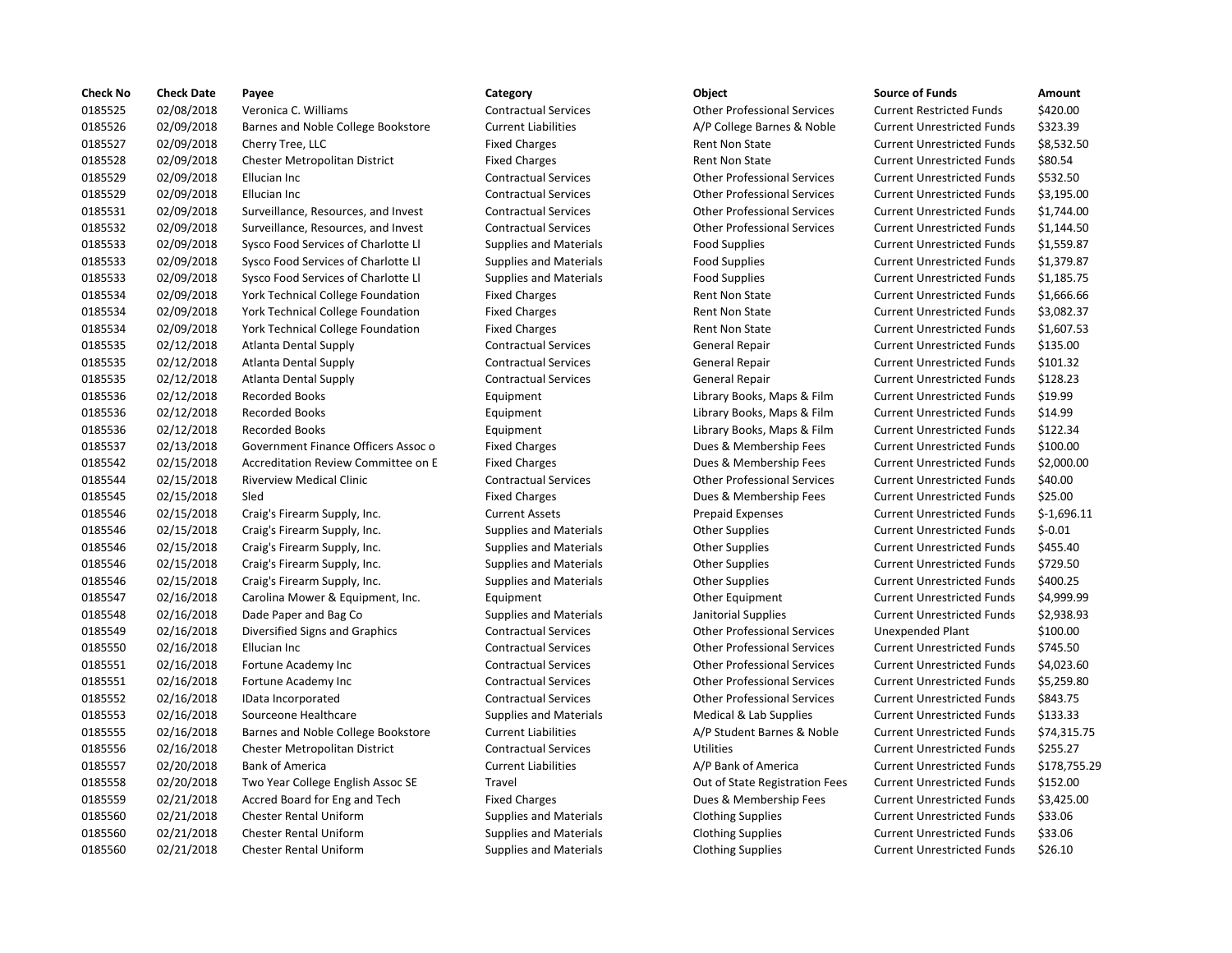| Check No | Check Date | Payee | Category | Object | Source of Funds | Amount |
|---|---|---|---|---|---|---|
| 0185525 | 02/08/2018 | Veronica C. Williams | Contractual Services | Other Professional Services | Current Restricted Funds | $420.00 |
| 0185526 | 02/09/2018 | Barnes and Noble College Bookstore | Current Liabilities | A/P College Barnes & Noble | Current Unrestricted Funds | $323.39 |
| 0185527 | 02/09/2018 | Cherry Tree, LLC | Fixed Charges | Rent Non State | Current Unrestricted Funds | $8,532.50 |
| 0185528 | 02/09/2018 | Chester Metropolitan District | Fixed Charges | Rent Non State | Current Unrestricted Funds | $80.54 |
| 0185529 | 02/09/2018 | Ellucian Inc | Contractual Services | Other Professional Services | Current Unrestricted Funds | $532.50 |
| 0185529 | 02/09/2018 | Ellucian Inc | Contractual Services | Other Professional Services | Current Unrestricted Funds | $3,195.00 |
| 0185531 | 02/09/2018 | Surveillance, Resources, and Invest | Contractual Services | Other Professional Services | Current Unrestricted Funds | $1,744.00 |
| 0185532 | 02/09/2018 | Surveillance, Resources, and Invest | Contractual Services | Other Professional Services | Current Unrestricted Funds | $1,144.50 |
| 0185533 | 02/09/2018 | Sysco Food Services of Charlotte Ll | Supplies and Materials | Food Supplies | Current Unrestricted Funds | $1,559.87 |
| 0185533 | 02/09/2018 | Sysco Food Services of Charlotte Ll | Supplies and Materials | Food Supplies | Current Unrestricted Funds | $1,379.87 |
| 0185533 | 02/09/2018 | Sysco Food Services of Charlotte Ll | Supplies and Materials | Food Supplies | Current Unrestricted Funds | $1,185.75 |
| 0185534 | 02/09/2018 | York Technical College Foundation | Fixed Charges | Rent Non State | Current Unrestricted Funds | $1,666.66 |
| 0185534 | 02/09/2018 | York Technical College Foundation | Fixed Charges | Rent Non State | Current Unrestricted Funds | $3,082.37 |
| 0185534 | 02/09/2018 | York Technical College Foundation | Fixed Charges | Rent Non State | Current Unrestricted Funds | $1,607.53 |
| 0185535 | 02/12/2018 | Atlanta Dental Supply | Contractual Services | General Repair | Current Unrestricted Funds | $135.00 |
| 0185535 | 02/12/2018 | Atlanta Dental Supply | Contractual Services | General Repair | Current Unrestricted Funds | $101.32 |
| 0185535 | 02/12/2018 | Atlanta Dental Supply | Contractual Services | General Repair | Current Unrestricted Funds | $128.23 |
| 0185536 | 02/12/2018 | Recorded Books | Equipment | Library Books, Maps & Film | Current Unrestricted Funds | $19.99 |
| 0185536 | 02/12/2018 | Recorded Books | Equipment | Library Books, Maps & Film | Current Unrestricted Funds | $14.99 |
| 0185536 | 02/12/2018 | Recorded Books | Equipment | Library Books, Maps & Film | Current Unrestricted Funds | $122.34 |
| 0185537 | 02/13/2018 | Government Finance Officers Assoc o | Fixed Charges | Dues & Membership Fees | Current Unrestricted Funds | $100.00 |
| 0185542 | 02/15/2018 | Accreditation Review Committee on E | Fixed Charges | Dues & Membership Fees | Current Unrestricted Funds | $2,000.00 |
| 0185544 | 02/15/2018 | Riverview Medical Clinic | Contractual Services | Other Professional Services | Current Unrestricted Funds | $40.00 |
| 0185545 | 02/15/2018 | Sled | Fixed Charges | Dues & Membership Fees | Current Unrestricted Funds | $25.00 |
| 0185546 | 02/15/2018 | Craig's Firearm Supply, Inc. | Current Assets | Prepaid Expenses | Current Unrestricted Funds | $-1,696.11 |
| 0185546 | 02/15/2018 | Craig's Firearm Supply, Inc. | Supplies and Materials | Other Supplies | Current Unrestricted Funds | $-0.01 |
| 0185546 | 02/15/2018 | Craig's Firearm Supply, Inc. | Supplies and Materials | Other Supplies | Current Unrestricted Funds | $455.40 |
| 0185546 | 02/15/2018 | Craig's Firearm Supply, Inc. | Supplies and Materials | Other Supplies | Current Unrestricted Funds | $729.50 |
| 0185546 | 02/15/2018 | Craig's Firearm Supply, Inc. | Supplies and Materials | Other Supplies | Current Unrestricted Funds | $400.25 |
| 0185547 | 02/16/2018 | Carolina Mower & Equipment, Inc. | Equipment | Other Equipment | Current Unrestricted Funds | $4,999.99 |
| 0185548 | 02/16/2018 | Dade Paper and Bag Co | Supplies and Materials | Janitorial Supplies | Current Unrestricted Funds | $2,938.93 |
| 0185549 | 02/16/2018 | Diversified Signs and Graphics | Contractual Services | Other Professional Services | Unexpended Plant | $100.00 |
| 0185550 | 02/16/2018 | Ellucian Inc | Contractual Services | Other Professional Services | Current Unrestricted Funds | $745.50 |
| 0185551 | 02/16/2018 | Fortune Academy Inc | Contractual Services | Other Professional Services | Current Unrestricted Funds | $4,023.60 |
| 0185551 | 02/16/2018 | Fortune Academy Inc | Contractual Services | Other Professional Services | Current Unrestricted Funds | $5,259.80 |
| 0185552 | 02/16/2018 | IData Incorporated | Contractual Services | Other Professional Services | Current Unrestricted Funds | $843.75 |
| 0185553 | 02/16/2018 | Sourceone Healthcare | Supplies and Materials | Medical & Lab Supplies | Current Unrestricted Funds | $133.33 |
| 0185555 | 02/16/2018 | Barnes and Noble College Bookstore | Current Liabilities | A/P Student Barnes & Noble | Current Unrestricted Funds | $74,315.75 |
| 0185556 | 02/16/2018 | Chester Metropolitan District | Contractual Services | Utilities | Current Unrestricted Funds | $255.27 |
| 0185557 | 02/20/2018 | Bank of America | Current Liabilities | A/P Bank of America | Current Unrestricted Funds | $178,755.29 |
| 0185558 | 02/20/2018 | Two Year College English Assoc SE | Travel | Out of State Registration Fees | Current Unrestricted Funds | $152.00 |
| 0185559 | 02/21/2018 | Accred Board for Eng and Tech | Fixed Charges | Dues & Membership Fees | Current Unrestricted Funds | $3,425.00 |
| 0185560 | 02/21/2018 | Chester Rental Uniform | Supplies and Materials | Clothing Supplies | Current Unrestricted Funds | $33.06 |
| 0185560 | 02/21/2018 | Chester Rental Uniform | Supplies and Materials | Clothing Supplies | Current Unrestricted Funds | $33.06 |
| 0185560 | 02/21/2018 | Chester Rental Uniform | Supplies and Materials | Clothing Supplies | Current Unrestricted Funds | $26.10 |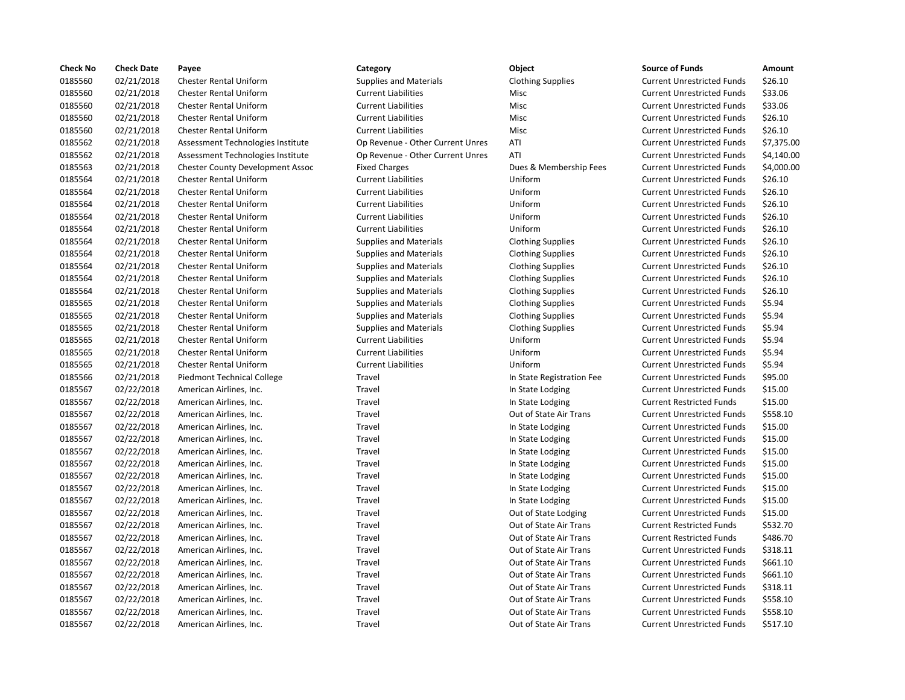| Check No | Check Date | Payee | Category | Object | Source of Funds | Amount |
|---|---|---|---|---|---|---|
| 0185560 | 02/21/2018 | Chester Rental Uniform | Supplies and Materials | Clothing Supplies | Current Unrestricted Funds | $26.10 |
| 0185560 | 02/21/2018 | Chester Rental Uniform | Current Liabilities | Misc | Current Unrestricted Funds | $33.06 |
| 0185560 | 02/21/2018 | Chester Rental Uniform | Current Liabilities | Misc | Current Unrestricted Funds | $33.06 |
| 0185560 | 02/21/2018 | Chester Rental Uniform | Current Liabilities | Misc | Current Unrestricted Funds | $26.10 |
| 0185560 | 02/21/2018 | Chester Rental Uniform | Current Liabilities | Misc | Current Unrestricted Funds | $26.10 |
| 0185562 | 02/21/2018 | Assessment Technologies Institute | Op Revenue - Other Current Unres | ATI | Current Unrestricted Funds | $7,375.00 |
| 0185562 | 02/21/2018 | Assessment Technologies Institute | Op Revenue - Other Current Unres | ATI | Current Unrestricted Funds | $4,140.00 |
| 0185563 | 02/21/2018 | Chester County Development Assoc | Fixed Charges | Dues & Membership Fees | Current Unrestricted Funds | $4,000.00 |
| 0185564 | 02/21/2018 | Chester Rental Uniform | Current Liabilities | Uniform | Current Unrestricted Funds | $26.10 |
| 0185564 | 02/21/2018 | Chester Rental Uniform | Current Liabilities | Uniform | Current Unrestricted Funds | $26.10 |
| 0185564 | 02/21/2018 | Chester Rental Uniform | Current Liabilities | Uniform | Current Unrestricted Funds | $26.10 |
| 0185564 | 02/21/2018 | Chester Rental Uniform | Current Liabilities | Uniform | Current Unrestricted Funds | $26.10 |
| 0185564 | 02/21/2018 | Chester Rental Uniform | Current Liabilities | Uniform | Current Unrestricted Funds | $26.10 |
| 0185564 | 02/21/2018 | Chester Rental Uniform | Supplies and Materials | Clothing Supplies | Current Unrestricted Funds | $26.10 |
| 0185564 | 02/21/2018 | Chester Rental Uniform | Supplies and Materials | Clothing Supplies | Current Unrestricted Funds | $26.10 |
| 0185564 | 02/21/2018 | Chester Rental Uniform | Supplies and Materials | Clothing Supplies | Current Unrestricted Funds | $26.10 |
| 0185564 | 02/21/2018 | Chester Rental Uniform | Supplies and Materials | Clothing Supplies | Current Unrestricted Funds | $26.10 |
| 0185564 | 02/21/2018 | Chester Rental Uniform | Supplies and Materials | Clothing Supplies | Current Unrestricted Funds | $26.10 |
| 0185565 | 02/21/2018 | Chester Rental Uniform | Supplies and Materials | Clothing Supplies | Current Unrestricted Funds | $5.94 |
| 0185565 | 02/21/2018 | Chester Rental Uniform | Supplies and Materials | Clothing Supplies | Current Unrestricted Funds | $5.94 |
| 0185565 | 02/21/2018 | Chester Rental Uniform | Supplies and Materials | Clothing Supplies | Current Unrestricted Funds | $5.94 |
| 0185565 | 02/21/2018 | Chester Rental Uniform | Current Liabilities | Uniform | Current Unrestricted Funds | $5.94 |
| 0185565 | 02/21/2018 | Chester Rental Uniform | Current Liabilities | Uniform | Current Unrestricted Funds | $5.94 |
| 0185565 | 02/21/2018 | Chester Rental Uniform | Current Liabilities | Uniform | Current Unrestricted Funds | $5.94 |
| 0185566 | 02/21/2018 | Piedmont Technical College | Travel | In State Registration Fee | Current Unrestricted Funds | $95.00 |
| 0185567 | 02/22/2018 | American Airlines, Inc. | Travel | In State Lodging | Current Unrestricted Funds | $15.00 |
| 0185567 | 02/22/2018 | American Airlines, Inc. | Travel | In State Lodging | Current Restricted Funds | $15.00 |
| 0185567 | 02/22/2018 | American Airlines, Inc. | Travel | Out of State Air Trans | Current Unrestricted Funds | $558.10 |
| 0185567 | 02/22/2018 | American Airlines, Inc. | Travel | In State Lodging | Current Unrestricted Funds | $15.00 |
| 0185567 | 02/22/2018 | American Airlines, Inc. | Travel | In State Lodging | Current Unrestricted Funds | $15.00 |
| 0185567 | 02/22/2018 | American Airlines, Inc. | Travel | In State Lodging | Current Unrestricted Funds | $15.00 |
| 0185567 | 02/22/2018 | American Airlines, Inc. | Travel | In State Lodging | Current Unrestricted Funds | $15.00 |
| 0185567 | 02/22/2018 | American Airlines, Inc. | Travel | In State Lodging | Current Unrestricted Funds | $15.00 |
| 0185567 | 02/22/2018 | American Airlines, Inc. | Travel | In State Lodging | Current Unrestricted Funds | $15.00 |
| 0185567 | 02/22/2018 | American Airlines, Inc. | Travel | In State Lodging | Current Unrestricted Funds | $15.00 |
| 0185567 | 02/22/2018 | American Airlines, Inc. | Travel | Out of State Lodging | Current Unrestricted Funds | $15.00 |
| 0185567 | 02/22/2018 | American Airlines, Inc. | Travel | Out of State Air Trans | Current Restricted Funds | $532.70 |
| 0185567 | 02/22/2018 | American Airlines, Inc. | Travel | Out of State Air Trans | Current Restricted Funds | $486.70 |
| 0185567 | 02/22/2018 | American Airlines, Inc. | Travel | Out of State Air Trans | Current Unrestricted Funds | $318.11 |
| 0185567 | 02/22/2018 | American Airlines, Inc. | Travel | Out of State Air Trans | Current Unrestricted Funds | $661.10 |
| 0185567 | 02/22/2018 | American Airlines, Inc. | Travel | Out of State Air Trans | Current Unrestricted Funds | $661.10 |
| 0185567 | 02/22/2018 | American Airlines, Inc. | Travel | Out of State Air Trans | Current Unrestricted Funds | $318.11 |
| 0185567 | 02/22/2018 | American Airlines, Inc. | Travel | Out of State Air Trans | Current Unrestricted Funds | $558.10 |
| 0185567 | 02/22/2018 | American Airlines, Inc. | Travel | Out of State Air Trans | Current Unrestricted Funds | $558.10 |
| 0185567 | 02/22/2018 | American Airlines, Inc. | Travel | Out of State Air Trans | Current Unrestricted Funds | $517.10 |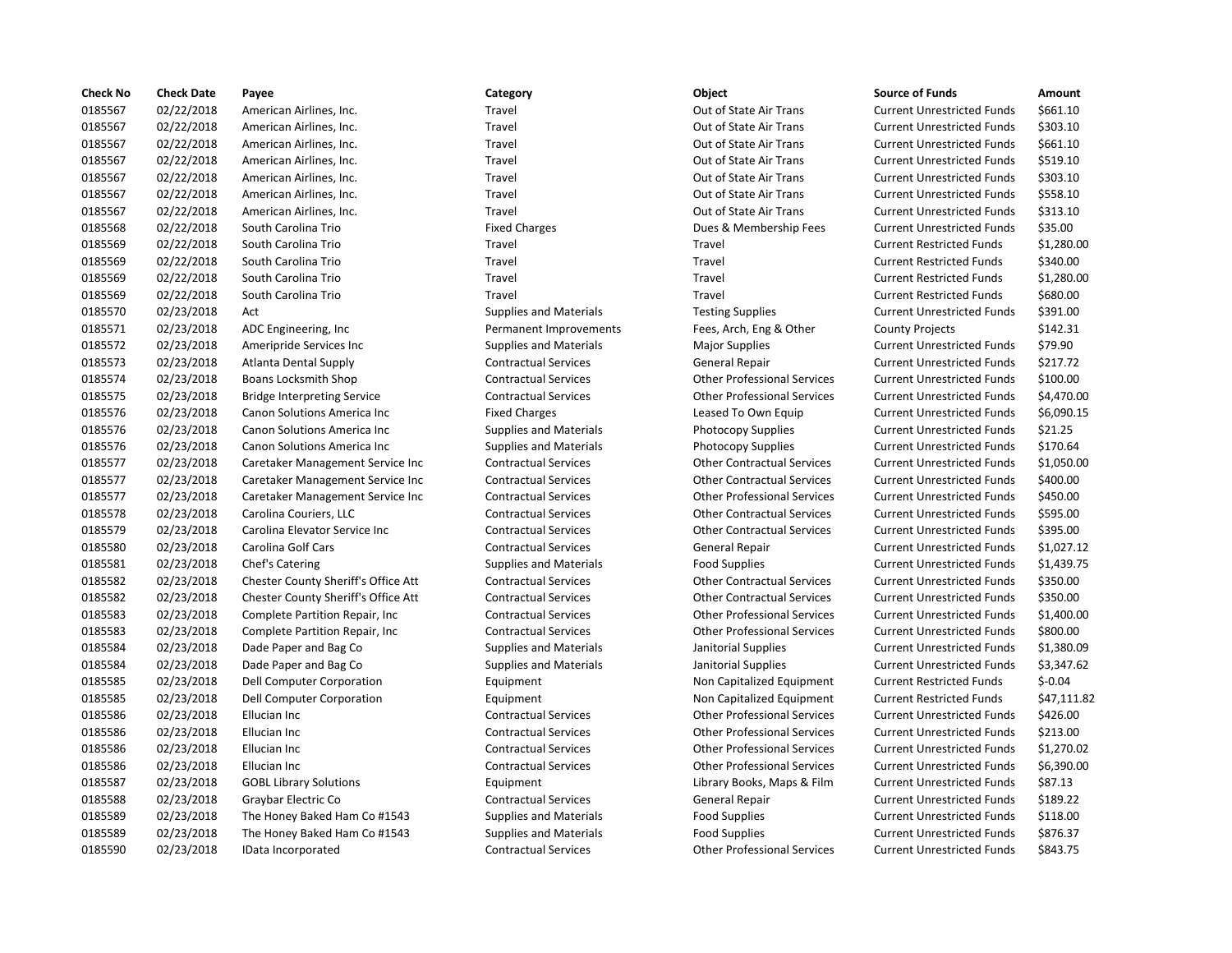| Check No | Check Date | Payee | Category | Object | Source of Funds | Amount |
|---|---|---|---|---|---|---|
| 0185567 | 02/22/2018 | American Airlines, Inc. | Travel | Out of State Air Trans | Current Unrestricted Funds | $661.10 |
| 0185567 | 02/22/2018 | American Airlines, Inc. | Travel | Out of State Air Trans | Current Unrestricted Funds | $303.10 |
| 0185567 | 02/22/2018 | American Airlines, Inc. | Travel | Out of State Air Trans | Current Unrestricted Funds | $661.10 |
| 0185567 | 02/22/2018 | American Airlines, Inc. | Travel | Out of State Air Trans | Current Unrestricted Funds | $519.10 |
| 0185567 | 02/22/2018 | American Airlines, Inc. | Travel | Out of State Air Trans | Current Unrestricted Funds | $303.10 |
| 0185567 | 02/22/2018 | American Airlines, Inc. | Travel | Out of State Air Trans | Current Unrestricted Funds | $558.10 |
| 0185567 | 02/22/2018 | American Airlines, Inc. | Travel | Out of State Air Trans | Current Unrestricted Funds | $313.10 |
| 0185568 | 02/22/2018 | South Carolina Trio | Fixed Charges | Dues & Membership Fees | Current Unrestricted Funds | $35.00 |
| 0185569 | 02/22/2018 | South Carolina Trio | Travel | Travel | Current Restricted Funds | $1,280.00 |
| 0185569 | 02/22/2018 | South Carolina Trio | Travel | Travel | Current Restricted Funds | $340.00 |
| 0185569 | 02/22/2018 | South Carolina Trio | Travel | Travel | Current Restricted Funds | $1,280.00 |
| 0185569 | 02/22/2018 | South Carolina Trio | Travel | Travel | Current Restricted Funds | $680.00 |
| 0185570 | 02/23/2018 | Act | Supplies and Materials | Testing Supplies | Current Unrestricted Funds | $391.00 |
| 0185571 | 02/23/2018 | ADC Engineering, Inc | Permanent Improvements | Fees, Arch, Eng & Other | County Projects | $142.31 |
| 0185572 | 02/23/2018 | Ameripride Services Inc | Supplies and Materials | Major Supplies | Current Unrestricted Funds | $79.90 |
| 0185573 | 02/23/2018 | Atlanta Dental Supply | Contractual Services | General Repair | Current Unrestricted Funds | $217.72 |
| 0185574 | 02/23/2018 | Boans Locksmith Shop | Contractual Services | Other Professional Services | Current Unrestricted Funds | $100.00 |
| 0185575 | 02/23/2018 | Bridge Interpreting Service | Contractual Services | Other Professional Services | Current Unrestricted Funds | $4,470.00 |
| 0185576 | 02/23/2018 | Canon Solutions America Inc | Fixed Charges | Leased To Own Equip | Current Unrestricted Funds | $6,090.15 |
| 0185576 | 02/23/2018 | Canon Solutions America Inc | Supplies and Materials | Photocopy Supplies | Current Unrestricted Funds | $21.25 |
| 0185576 | 02/23/2018 | Canon Solutions America Inc | Supplies and Materials | Photocopy Supplies | Current Unrestricted Funds | $170.64 |
| 0185577 | 02/23/2018 | Caretaker Management Service Inc | Contractual Services | Other Contractual Services | Current Unrestricted Funds | $1,050.00 |
| 0185577 | 02/23/2018 | Caretaker Management Service Inc | Contractual Services | Other Contractual Services | Current Unrestricted Funds | $400.00 |
| 0185577 | 02/23/2018 | Caretaker Management Service Inc | Contractual Services | Other Professional Services | Current Unrestricted Funds | $450.00 |
| 0185578 | 02/23/2018 | Carolina Couriers, LLC | Contractual Services | Other Contractual Services | Current Unrestricted Funds | $595.00 |
| 0185579 | 02/23/2018 | Carolina Elevator Service Inc | Contractual Services | Other Contractual Services | Current Unrestricted Funds | $395.00 |
| 0185580 | 02/23/2018 | Carolina Golf Cars | Contractual Services | General Repair | Current Unrestricted Funds | $1,027.12 |
| 0185581 | 02/23/2018 | Chef's Catering | Supplies and Materials | Food Supplies | Current Unrestricted Funds | $1,439.75 |
| 0185582 | 02/23/2018 | Chester County Sheriff's Office Att | Contractual Services | Other Contractual Services | Current Unrestricted Funds | $350.00 |
| 0185582 | 02/23/2018 | Chester County Sheriff's Office Att | Contractual Services | Other Contractual Services | Current Unrestricted Funds | $350.00 |
| 0185583 | 02/23/2018 | Complete Partition Repair, Inc | Contractual Services | Other Professional Services | Current Unrestricted Funds | $1,400.00 |
| 0185583 | 02/23/2018 | Complete Partition Repair, Inc | Contractual Services | Other Professional Services | Current Unrestricted Funds | $800.00 |
| 0185584 | 02/23/2018 | Dade Paper and Bag Co | Supplies and Materials | Janitorial Supplies | Current Unrestricted Funds | $1,380.09 |
| 0185584 | 02/23/2018 | Dade Paper and Bag Co | Supplies and Materials | Janitorial Supplies | Current Unrestricted Funds | $3,347.62 |
| 0185585 | 02/23/2018 | Dell Computer Corporation | Equipment | Non Capitalized Equipment | Current Restricted Funds | $-0.04 |
| 0185585 | 02/23/2018 | Dell Computer Corporation | Equipment | Non Capitalized Equipment | Current Restricted Funds | $47,111.82 |
| 0185586 | 02/23/2018 | Ellucian Inc | Contractual Services | Other Professional Services | Current Unrestricted Funds | $426.00 |
| 0185586 | 02/23/2018 | Ellucian Inc | Contractual Services | Other Professional Services | Current Unrestricted Funds | $213.00 |
| 0185586 | 02/23/2018 | Ellucian Inc | Contractual Services | Other Professional Services | Current Unrestricted Funds | $1,270.02 |
| 0185586 | 02/23/2018 | Ellucian Inc | Contractual Services | Other Professional Services | Current Unrestricted Funds | $6,390.00 |
| 0185587 | 02/23/2018 | GOBL Library Solutions | Equipment | Library Books, Maps & Film | Current Unrestricted Funds | $87.13 |
| 0185588 | 02/23/2018 | Graybar Electric Co | Contractual Services | General Repair | Current Unrestricted Funds | $189.22 |
| 0185589 | 02/23/2018 | The Honey Baked Ham Co #1543 | Supplies and Materials | Food Supplies | Current Unrestricted Funds | $118.00 |
| 0185589 | 02/23/2018 | The Honey Baked Ham Co #1543 | Supplies and Materials | Food Supplies | Current Unrestricted Funds | $876.37 |
| 0185590 | 02/23/2018 | IData Incorporated | Contractual Services | Other Professional Services | Current Unrestricted Funds | $843.75 |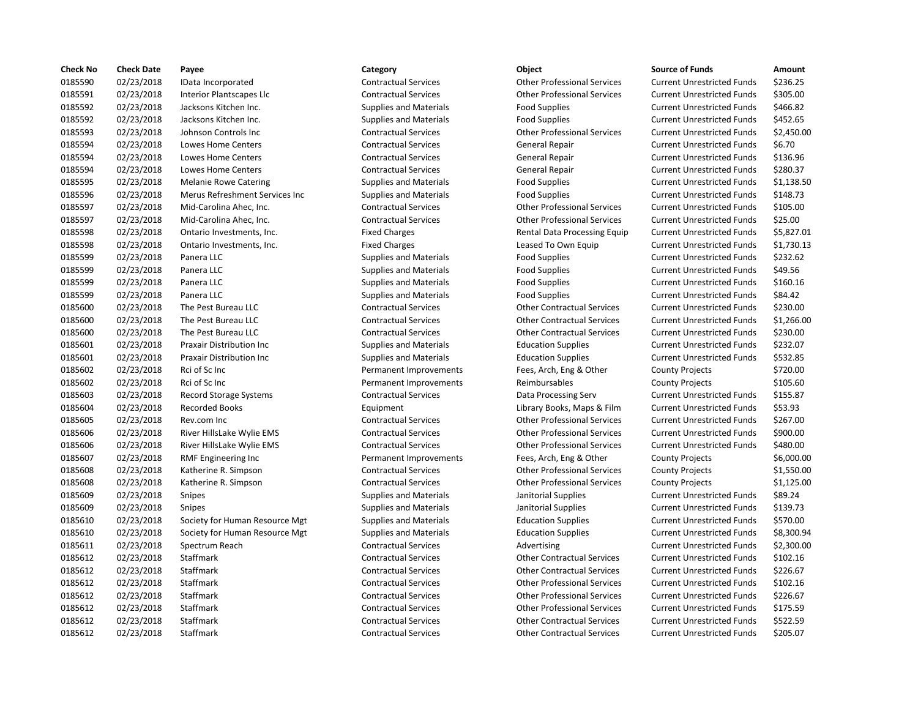| Check No | Check Date | Payee | Category | Object | Source of Funds | Amount |
|---|---|---|---|---|---|---|
| 0185590 | 02/23/2018 | IData Incorporated | Contractual Services | Other Professional Services | Current Unrestricted Funds | $236.25 |
| 0185591 | 02/23/2018 | Interior Plantscapes Llc | Contractual Services | Other Professional Services | Current Unrestricted Funds | $305.00 |
| 0185592 | 02/23/2018 | Jacksons Kitchen Inc. | Supplies and Materials | Food Supplies | Current Unrestricted Funds | $466.82 |
| 0185592 | 02/23/2018 | Jacksons Kitchen Inc. | Supplies and Materials | Food Supplies | Current Unrestricted Funds | $452.65 |
| 0185593 | 02/23/2018 | Johnson Controls Inc | Contractual Services | Other Professional Services | Current Unrestricted Funds | $2,450.00 |
| 0185594 | 02/23/2018 | Lowes Home Centers | Contractual Services | General Repair | Current Unrestricted Funds | $6.70 |
| 0185594 | 02/23/2018 | Lowes Home Centers | Contractual Services | General Repair | Current Unrestricted Funds | $136.96 |
| 0185594 | 02/23/2018 | Lowes Home Centers | Contractual Services | General Repair | Current Unrestricted Funds | $280.37 |
| 0185595 | 02/23/2018 | Melanie Rowe Catering | Supplies and Materials | Food Supplies | Current Unrestricted Funds | $1,138.50 |
| 0185596 | 02/23/2018 | Merus Refreshment Services Inc | Supplies and Materials | Food Supplies | Current Unrestricted Funds | $148.73 |
| 0185597 | 02/23/2018 | Mid-Carolina Ahec, Inc. | Contractual Services | Other Professional Services | Current Unrestricted Funds | $105.00 |
| 0185597 | 02/23/2018 | Mid-Carolina Ahec, Inc. | Contractual Services | Other Professional Services | Current Unrestricted Funds | $25.00 |
| 0185598 | 02/23/2018 | Ontario Investments, Inc. | Fixed Charges | Rental Data Processing Equip | Current Unrestricted Funds | $5,827.01 |
| 0185598 | 02/23/2018 | Ontario Investments, Inc. | Fixed Charges | Leased To Own Equip | Current Unrestricted Funds | $1,730.13 |
| 0185599 | 02/23/2018 | Panera LLC | Supplies and Materials | Food Supplies | Current Unrestricted Funds | $232.62 |
| 0185599 | 02/23/2018 | Panera LLC | Supplies and Materials | Food Supplies | Current Unrestricted Funds | $49.56 |
| 0185599 | 02/23/2018 | Panera LLC | Supplies and Materials | Food Supplies | Current Unrestricted Funds | $160.16 |
| 0185599 | 02/23/2018 | Panera LLC | Supplies and Materials | Food Supplies | Current Unrestricted Funds | $84.42 |
| 0185600 | 02/23/2018 | The Pest Bureau LLC | Contractual Services | Other Contractual Services | Current Unrestricted Funds | $230.00 |
| 0185600 | 02/23/2018 | The Pest Bureau LLC | Contractual Services | Other Contractual Services | Current Unrestricted Funds | $1,266.00 |
| 0185600 | 02/23/2018 | The Pest Bureau LLC | Contractual Services | Other Contractual Services | Current Unrestricted Funds | $230.00 |
| 0185601 | 02/23/2018 | Praxair Distribution Inc | Supplies and Materials | Education Supplies | Current Unrestricted Funds | $232.07 |
| 0185601 | 02/23/2018 | Praxair Distribution Inc | Supplies and Materials | Education Supplies | Current Unrestricted Funds | $532.85 |
| 0185602 | 02/23/2018 | Rci of Sc Inc | Permanent Improvements | Fees, Arch, Eng & Other | County Projects | $720.00 |
| 0185602 | 02/23/2018 | Rci of Sc Inc | Permanent Improvements | Reimbursables | County Projects | $105.60 |
| 0185603 | 02/23/2018 | Record Storage Systems | Contractual Services | Data Processing Serv | Current Unrestricted Funds | $155.87 |
| 0185604 | 02/23/2018 | Recorded Books | Equipment | Library Books, Maps & Film | Current Unrestricted Funds | $53.93 |
| 0185605 | 02/23/2018 | Rev.com Inc | Contractual Services | Other Professional Services | Current Unrestricted Funds | $267.00 |
| 0185606 | 02/23/2018 | River HillsLake Wylie EMS | Contractual Services | Other Professional Services | Current Unrestricted Funds | $900.00 |
| 0185606 | 02/23/2018 | River HillsLake Wylie EMS | Contractual Services | Other Professional Services | Current Unrestricted Funds | $480.00 |
| 0185607 | 02/23/2018 | RMF Engineering Inc | Permanent Improvements | Fees, Arch, Eng & Other | County Projects | $6,000.00 |
| 0185608 | 02/23/2018 | Katherine R. Simpson | Contractual Services | Other Professional Services | County Projects | $1,550.00 |
| 0185608 | 02/23/2018 | Katherine R. Simpson | Contractual Services | Other Professional Services | County Projects | $1,125.00 |
| 0185609 | 02/23/2018 | Snipes | Supplies and Materials | Janitorial Supplies | Current Unrestricted Funds | $89.24 |
| 0185609 | 02/23/2018 | Snipes | Supplies and Materials | Janitorial Supplies | Current Unrestricted Funds | $139.73 |
| 0185610 | 02/23/2018 | Society for Human Resource Mgt | Supplies and Materials | Education Supplies | Current Unrestricted Funds | $570.00 |
| 0185610 | 02/23/2018 | Society for Human Resource Mgt | Supplies and Materials | Education Supplies | Current Unrestricted Funds | $8,300.94 |
| 0185611 | 02/23/2018 | Spectrum Reach | Contractual Services | Advertising | Current Unrestricted Funds | $2,300.00 |
| 0185612 | 02/23/2018 | Staffmark | Contractual Services | Other Contractual Services | Current Unrestricted Funds | $102.16 |
| 0185612 | 02/23/2018 | Staffmark | Contractual Services | Other Contractual Services | Current Unrestricted Funds | $226.67 |
| 0185612 | 02/23/2018 | Staffmark | Contractual Services | Other Professional Services | Current Unrestricted Funds | $102.16 |
| 0185612 | 02/23/2018 | Staffmark | Contractual Services | Other Professional Services | Current Unrestricted Funds | $226.67 |
| 0185612 | 02/23/2018 | Staffmark | Contractual Services | Other Professional Services | Current Unrestricted Funds | $175.59 |
| 0185612 | 02/23/2018 | Staffmark | Contractual Services | Other Contractual Services | Current Unrestricted Funds | $522.59 |
| 0185612 | 02/23/2018 | Staffmark | Contractual Services | Other Contractual Services | Current Unrestricted Funds | $205.07 |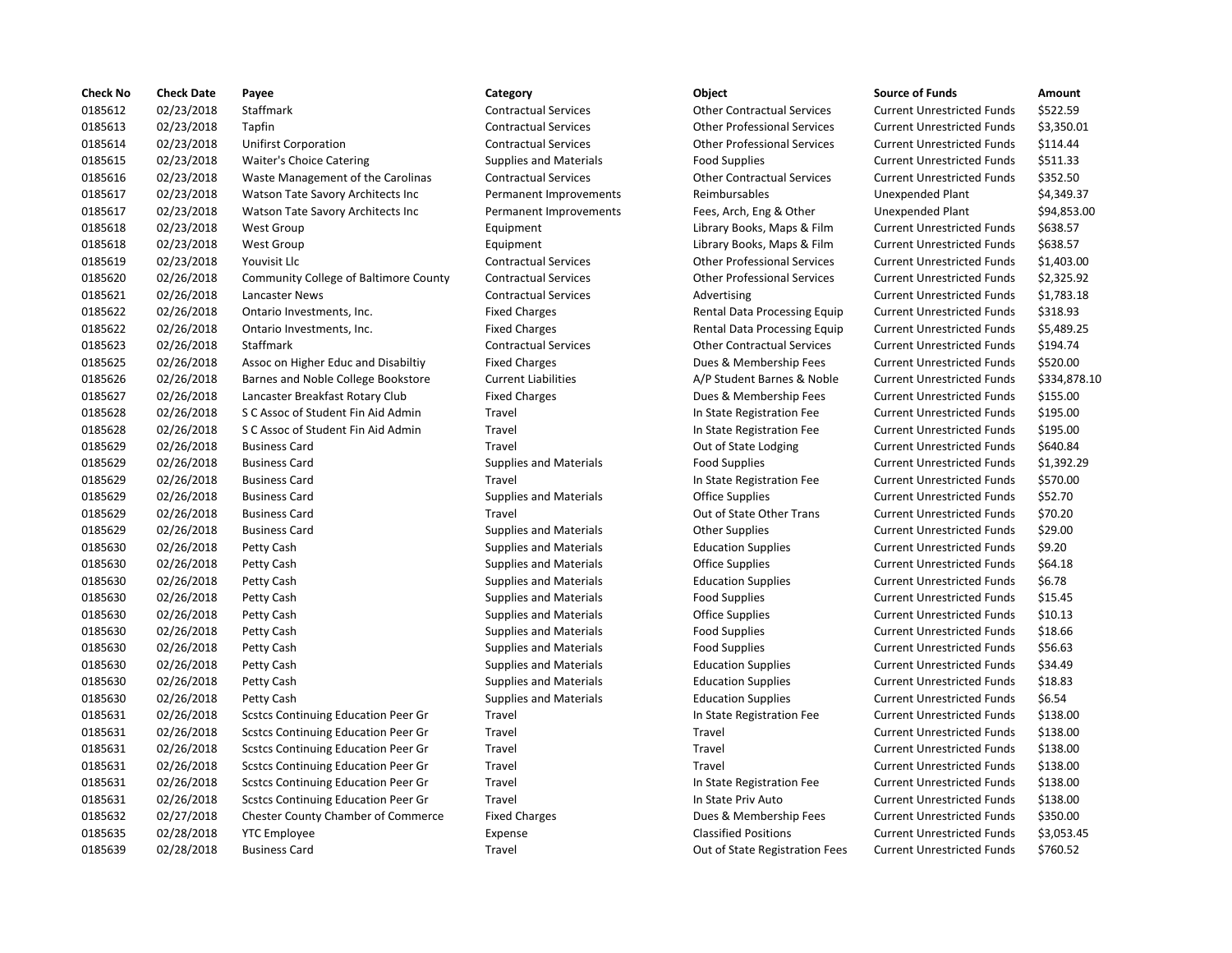| Check No | Check Date | Payee | Category | Object | Source of Funds | Amount |
|---|---|---|---|---|---|---|
| 0185612 | 02/23/2018 | Staffmark | Contractual Services | Other Contractual Services | Current Unrestricted Funds | $522.59 |
| 0185613 | 02/23/2018 | Tapfin | Contractual Services | Other Professional Services | Current Unrestricted Funds | $3,350.01 |
| 0185614 | 02/23/2018 | Unifirst Corporation | Contractual Services | Other Professional Services | Current Unrestricted Funds | $114.44 |
| 0185615 | 02/23/2018 | Waiter's Choice Catering | Supplies and Materials | Food Supplies | Current Unrestricted Funds | $511.33 |
| 0185616 | 02/23/2018 | Waste Management of the Carolinas | Contractual Services | Other Contractual Services | Current Unrestricted Funds | $352.50 |
| 0185617 | 02/23/2018 | Watson Tate Savory Architects Inc | Permanent Improvements | Reimbursables | Unexpended Plant | $4,349.37 |
| 0185617 | 02/23/2018 | Watson Tate Savory Architects Inc | Permanent Improvements | Fees, Arch, Eng & Other | Unexpended Plant | $94,853.00 |
| 0185618 | 02/23/2018 | West Group | Equipment | Library Books, Maps & Film | Current Unrestricted Funds | $638.57 |
| 0185618 | 02/23/2018 | West Group | Equipment | Library Books, Maps & Film | Current Unrestricted Funds | $638.57 |
| 0185619 | 02/23/2018 | Youvisit Llc | Contractual Services | Other Professional Services | Current Unrestricted Funds | $1,403.00 |
| 0185620 | 02/26/2018 | Community College of Baltimore County | Contractual Services | Other Professional Services | Current Unrestricted Funds | $2,325.92 |
| 0185621 | 02/26/2018 | Lancaster News | Contractual Services | Advertising | Current Unrestricted Funds | $1,783.18 |
| 0185622 | 02/26/2018 | Ontario Investments, Inc. | Fixed Charges | Rental Data Processing Equip | Current Unrestricted Funds | $318.93 |
| 0185622 | 02/26/2018 | Ontario Investments, Inc. | Fixed Charges | Rental Data Processing Equip | Current Unrestricted Funds | $5,489.25 |
| 0185623 | 02/26/2018 | Staffmark | Contractual Services | Other Contractual Services | Current Unrestricted Funds | $194.74 |
| 0185625 | 02/26/2018 | Assoc on Higher Educ and Disabiltiy | Fixed Charges | Dues & Membership Fees | Current Unrestricted Funds | $520.00 |
| 0185626 | 02/26/2018 | Barnes and Noble College Bookstore | Current Liabilities | A/P Student Barnes & Noble | Current Unrestricted Funds | $334,878.10 |
| 0185627 | 02/26/2018 | Lancaster Breakfast Rotary Club | Fixed Charges | Dues & Membership Fees | Current Unrestricted Funds | $155.00 |
| 0185628 | 02/26/2018 | S C Assoc of Student Fin Aid Admin | Travel | In State Registration Fee | Current Unrestricted Funds | $195.00 |
| 0185628 | 02/26/2018 | S C Assoc of Student Fin Aid Admin | Travel | In State Registration Fee | Current Unrestricted Funds | $195.00 |
| 0185629 | 02/26/2018 | Business Card | Travel | Out of State Lodging | Current Unrestricted Funds | $640.84 |
| 0185629 | 02/26/2018 | Business Card | Supplies and Materials | Food Supplies | Current Unrestricted Funds | $1,392.29 |
| 0185629 | 02/26/2018 | Business Card | Travel | In State Registration Fee | Current Unrestricted Funds | $570.00 |
| 0185629 | 02/26/2018 | Business Card | Supplies and Materials | Office Supplies | Current Unrestricted Funds | $52.70 |
| 0185629 | 02/26/2018 | Business Card | Travel | Out of State Other Trans | Current Unrestricted Funds | $70.20 |
| 0185629 | 02/26/2018 | Business Card | Supplies and Materials | Other Supplies | Current Unrestricted Funds | $29.00 |
| 0185630 | 02/26/2018 | Petty Cash | Supplies and Materials | Education Supplies | Current Unrestricted Funds | $9.20 |
| 0185630 | 02/26/2018 | Petty Cash | Supplies and Materials | Office Supplies | Current Unrestricted Funds | $64.18 |
| 0185630 | 02/26/2018 | Petty Cash | Supplies and Materials | Education Supplies | Current Unrestricted Funds | $6.78 |
| 0185630 | 02/26/2018 | Petty Cash | Supplies and Materials | Food Supplies | Current Unrestricted Funds | $15.45 |
| 0185630 | 02/26/2018 | Petty Cash | Supplies and Materials | Office Supplies | Current Unrestricted Funds | $10.13 |
| 0185630 | 02/26/2018 | Petty Cash | Supplies and Materials | Food Supplies | Current Unrestricted Funds | $18.66 |
| 0185630 | 02/26/2018 | Petty Cash | Supplies and Materials | Food Supplies | Current Unrestricted Funds | $56.63 |
| 0185630 | 02/26/2018 | Petty Cash | Supplies and Materials | Education Supplies | Current Unrestricted Funds | $34.49 |
| 0185630 | 02/26/2018 | Petty Cash | Supplies and Materials | Education Supplies | Current Unrestricted Funds | $18.83 |
| 0185630 | 02/26/2018 | Petty Cash | Supplies and Materials | Education Supplies | Current Unrestricted Funds | $6.54 |
| 0185631 | 02/26/2018 | Scstcs Continuing Education Peer Gr | Travel | In State Registration Fee | Current Unrestricted Funds | $138.00 |
| 0185631 | 02/26/2018 | Scstcs Continuing Education Peer Gr | Travel | Travel | Current Unrestricted Funds | $138.00 |
| 0185631 | 02/26/2018 | Scstcs Continuing Education Peer Gr | Travel | Travel | Current Unrestricted Funds | $138.00 |
| 0185631 | 02/26/2018 | Scstcs Continuing Education Peer Gr | Travel | Travel | Current Unrestricted Funds | $138.00 |
| 0185631 | 02/26/2018 | Scstcs Continuing Education Peer Gr | Travel | In State Registration Fee | Current Unrestricted Funds | $138.00 |
| 0185631 | 02/26/2018 | Scstcs Continuing Education Peer Gr | Travel | In State Priv Auto | Current Unrestricted Funds | $138.00 |
| 0185632 | 02/27/2018 | Chester County Chamber of Commerce | Fixed Charges | Dues & Membership Fees | Current Unrestricted Funds | $350.00 |
| 0185635 | 02/28/2018 | YTC Employee | Expense | Classified Positions | Current Unrestricted Funds | $3,053.45 |
| 0185639 | 02/28/2018 | Business Card | Travel | Out of State Registration Fees | Current Unrestricted Funds | $760.52 |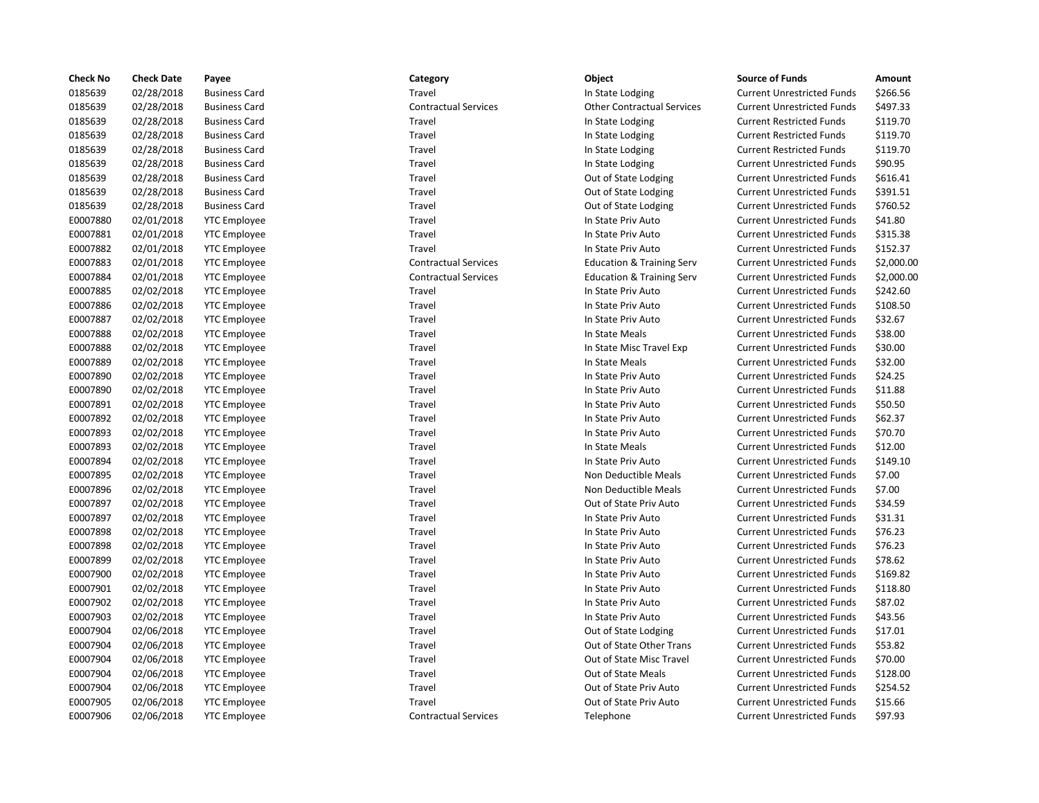| Check No | Check Date | Payee | Category | Object | Source of Funds | Amount |
| --- | --- | --- | --- | --- | --- | --- |
| 0185639 | 02/28/2018 | Business Card | Travel | In State Lodging | Current Unrestricted Funds | $266.56 |
| 0185639 | 02/28/2018 | Business Card | Contractual Services | Other Contractual Services | Current Unrestricted Funds | $497.33 |
| 0185639 | 02/28/2018 | Business Card | Travel | In State Lodging | Current Restricted Funds | $119.70 |
| 0185639 | 02/28/2018 | Business Card | Travel | In State Lodging | Current Restricted Funds | $119.70 |
| 0185639 | 02/28/2018 | Business Card | Travel | In State Lodging | Current Restricted Funds | $119.70 |
| 0185639 | 02/28/2018 | Business Card | Travel | In State Lodging | Current Unrestricted Funds | $90.95 |
| 0185639 | 02/28/2018 | Business Card | Travel | Out of State Lodging | Current Unrestricted Funds | $616.41 |
| 0185639 | 02/28/2018 | Business Card | Travel | Out of State Lodging | Current Unrestricted Funds | $391.51 |
| 0185639 | 02/28/2018 | Business Card | Travel | Out of State Lodging | Current Unrestricted Funds | $760.52 |
| E0007880 | 02/01/2018 | YTC Employee | Travel | In State Priv Auto | Current Unrestricted Funds | $41.80 |
| E0007881 | 02/01/2018 | YTC Employee | Travel | In State Priv Auto | Current Unrestricted Funds | $315.38 |
| E0007882 | 02/01/2018 | YTC Employee | Travel | In State Priv Auto | Current Unrestricted Funds | $152.37 |
| E0007883 | 02/01/2018 | YTC Employee | Contractual Services | Education & Training Serv | Current Unrestricted Funds | $2,000.00 |
| E0007884 | 02/01/2018 | YTC Employee | Contractual Services | Education & Training Serv | Current Unrestricted Funds | $2,000.00 |
| E0007885 | 02/02/2018 | YTC Employee | Travel | In State Priv Auto | Current Unrestricted Funds | $242.60 |
| E0007886 | 02/02/2018 | YTC Employee | Travel | In State Priv Auto | Current Unrestricted Funds | $108.50 |
| E0007887 | 02/02/2018 | YTC Employee | Travel | In State Priv Auto | Current Unrestricted Funds | $32.67 |
| E0007888 | 02/02/2018 | YTC Employee | Travel | In State Meals | Current Unrestricted Funds | $38.00 |
| E0007888 | 02/02/2018 | YTC Employee | Travel | In State Misc Travel Exp | Current Unrestricted Funds | $30.00 |
| E0007889 | 02/02/2018 | YTC Employee | Travel | In State Meals | Current Unrestricted Funds | $32.00 |
| E0007890 | 02/02/2018 | YTC Employee | Travel | In State Priv Auto | Current Unrestricted Funds | $24.25 |
| E0007890 | 02/02/2018 | YTC Employee | Travel | In State Priv Auto | Current Unrestricted Funds | $11.88 |
| E0007891 | 02/02/2018 | YTC Employee | Travel | In State Priv Auto | Current Unrestricted Funds | $50.50 |
| E0007892 | 02/02/2018 | YTC Employee | Travel | In State Priv Auto | Current Unrestricted Funds | $62.37 |
| E0007893 | 02/02/2018 | YTC Employee | Travel | In State Priv Auto | Current Unrestricted Funds | $70.70 |
| E0007893 | 02/02/2018 | YTC Employee | Travel | In State Meals | Current Unrestricted Funds | $12.00 |
| E0007894 | 02/02/2018 | YTC Employee | Travel | In State Priv Auto | Current Unrestricted Funds | $149.10 |
| E0007895 | 02/02/2018 | YTC Employee | Travel | Non Deductible Meals | Current Unrestricted Funds | $7.00 |
| E0007896 | 02/02/2018 | YTC Employee | Travel | Non Deductible Meals | Current Unrestricted Funds | $7.00 |
| E0007897 | 02/02/2018 | YTC Employee | Travel | Out of State Priv Auto | Current Unrestricted Funds | $34.59 |
| E0007897 | 02/02/2018 | YTC Employee | Travel | In State Priv Auto | Current Unrestricted Funds | $31.31 |
| E0007898 | 02/02/2018 | YTC Employee | Travel | In State Priv Auto | Current Unrestricted Funds | $76.23 |
| E0007898 | 02/02/2018 | YTC Employee | Travel | In State Priv Auto | Current Unrestricted Funds | $76.23 |
| E0007899 | 02/02/2018 | YTC Employee | Travel | In State Priv Auto | Current Unrestricted Funds | $78.62 |
| E0007900 | 02/02/2018 | YTC Employee | Travel | In State Priv Auto | Current Unrestricted Funds | $169.82 |
| E0007901 | 02/02/2018 | YTC Employee | Travel | In State Priv Auto | Current Unrestricted Funds | $118.80 |
| E0007902 | 02/02/2018 | YTC Employee | Travel | In State Priv Auto | Current Unrestricted Funds | $87.02 |
| E0007903 | 02/02/2018 | YTC Employee | Travel | In State Priv Auto | Current Unrestricted Funds | $43.56 |
| E0007904 | 02/06/2018 | YTC Employee | Travel | Out of State Lodging | Current Unrestricted Funds | $17.01 |
| E0007904 | 02/06/2018 | YTC Employee | Travel | Out of State Other Trans | Current Unrestricted Funds | $53.82 |
| E0007904 | 02/06/2018 | YTC Employee | Travel | Out of State Misc Travel | Current Unrestricted Funds | $70.00 |
| E0007904 | 02/06/2018 | YTC Employee | Travel | Out of State Meals | Current Unrestricted Funds | $128.00 |
| E0007904 | 02/06/2018 | YTC Employee | Travel | Out of State Priv Auto | Current Unrestricted Funds | $254.52 |
| E0007905 | 02/06/2018 | YTC Employee | Travel | Out of State Priv Auto | Current Unrestricted Funds | $15.66 |
| E0007906 | 02/06/2018 | YTC Employee | Contractual Services | Telephone | Current Unrestricted Funds | $97.93 |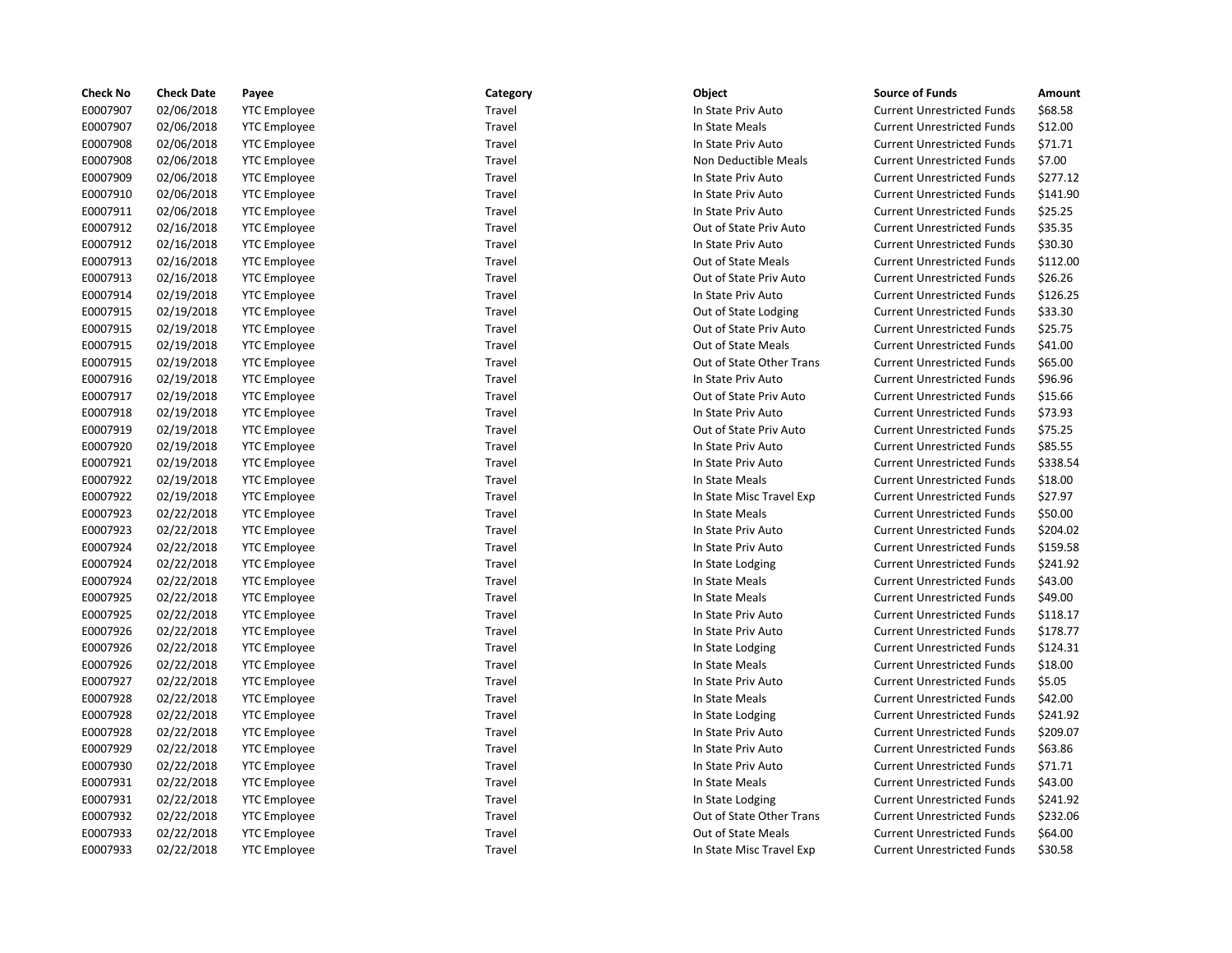| Check No | Check Date | Payee | Category | Object | Source of Funds | Amount |
| --- | --- | --- | --- | --- | --- | --- |
| E0007907 | 02/06/2018 | YTC Employee | Travel | In State Priv Auto | Current Unrestricted Funds | $68.58 |
| E0007907 | 02/06/2018 | YTC Employee | Travel | In State Meals | Current Unrestricted Funds | $12.00 |
| E0007908 | 02/06/2018 | YTC Employee | Travel | In State Priv Auto | Current Unrestricted Funds | $71.71 |
| E0007908 | 02/06/2018 | YTC Employee | Travel | Non Deductible Meals | Current Unrestricted Funds | $7.00 |
| E0007909 | 02/06/2018 | YTC Employee | Travel | In State Priv Auto | Current Unrestricted Funds | $277.12 |
| E0007910 | 02/06/2018 | YTC Employee | Travel | In State Priv Auto | Current Unrestricted Funds | $141.90 |
| E0007911 | 02/06/2018 | YTC Employee | Travel | In State Priv Auto | Current Unrestricted Funds | $25.25 |
| E0007912 | 02/16/2018 | YTC Employee | Travel | Out of State Priv Auto | Current Unrestricted Funds | $35.35 |
| E0007912 | 02/16/2018 | YTC Employee | Travel | In State Priv Auto | Current Unrestricted Funds | $30.30 |
| E0007913 | 02/16/2018 | YTC Employee | Travel | Out of State Meals | Current Unrestricted Funds | $112.00 |
| E0007913 | 02/16/2018 | YTC Employee | Travel | Out of State Priv Auto | Current Unrestricted Funds | $26.26 |
| E0007914 | 02/19/2018 | YTC Employee | Travel | In State Priv Auto | Current Unrestricted Funds | $126.25 |
| E0007915 | 02/19/2018 | YTC Employee | Travel | Out of State Lodging | Current Unrestricted Funds | $33.30 |
| E0007915 | 02/19/2018 | YTC Employee | Travel | Out of State Priv Auto | Current Unrestricted Funds | $25.75 |
| E0007915 | 02/19/2018 | YTC Employee | Travel | Out of State Meals | Current Unrestricted Funds | $41.00 |
| E0007915 | 02/19/2018 | YTC Employee | Travel | Out of State Other Trans | Current Unrestricted Funds | $65.00 |
| E0007916 | 02/19/2018 | YTC Employee | Travel | In State Priv Auto | Current Unrestricted Funds | $96.96 |
| E0007917 | 02/19/2018 | YTC Employee | Travel | Out of State Priv Auto | Current Unrestricted Funds | $15.66 |
| E0007918 | 02/19/2018 | YTC Employee | Travel | In State Priv Auto | Current Unrestricted Funds | $73.93 |
| E0007919 | 02/19/2018 | YTC Employee | Travel | Out of State Priv Auto | Current Unrestricted Funds | $75.25 |
| E0007920 | 02/19/2018 | YTC Employee | Travel | In State Priv Auto | Current Unrestricted Funds | $85.55 |
| E0007921 | 02/19/2018 | YTC Employee | Travel | In State Priv Auto | Current Unrestricted Funds | $338.54 |
| E0007922 | 02/19/2018 | YTC Employee | Travel | In State Meals | Current Unrestricted Funds | $18.00 |
| E0007922 | 02/19/2018 | YTC Employee | Travel | In State Misc Travel Exp | Current Unrestricted Funds | $27.97 |
| E0007923 | 02/22/2018 | YTC Employee | Travel | In State Meals | Current Unrestricted Funds | $50.00 |
| E0007923 | 02/22/2018 | YTC Employee | Travel | In State Priv Auto | Current Unrestricted Funds | $204.02 |
| E0007924 | 02/22/2018 | YTC Employee | Travel | In State Priv Auto | Current Unrestricted Funds | $159.58 |
| E0007924 | 02/22/2018 | YTC Employee | Travel | In State Lodging | Current Unrestricted Funds | $241.92 |
| E0007924 | 02/22/2018 | YTC Employee | Travel | In State Meals | Current Unrestricted Funds | $43.00 |
| E0007925 | 02/22/2018 | YTC Employee | Travel | In State Meals | Current Unrestricted Funds | $49.00 |
| E0007925 | 02/22/2018 | YTC Employee | Travel | In State Priv Auto | Current Unrestricted Funds | $118.17 |
| E0007926 | 02/22/2018 | YTC Employee | Travel | In State Priv Auto | Current Unrestricted Funds | $178.77 |
| E0007926 | 02/22/2018 | YTC Employee | Travel | In State Lodging | Current Unrestricted Funds | $124.31 |
| E0007926 | 02/22/2018 | YTC Employee | Travel | In State Meals | Current Unrestricted Funds | $18.00 |
| E0007927 | 02/22/2018 | YTC Employee | Travel | In State Priv Auto | Current Unrestricted Funds | $5.05 |
| E0007928 | 02/22/2018 | YTC Employee | Travel | In State Meals | Current Unrestricted Funds | $42.00 |
| E0007928 | 02/22/2018 | YTC Employee | Travel | In State Lodging | Current Unrestricted Funds | $241.92 |
| E0007928 | 02/22/2018 | YTC Employee | Travel | In State Priv Auto | Current Unrestricted Funds | $209.07 |
| E0007929 | 02/22/2018 | YTC Employee | Travel | In State Priv Auto | Current Unrestricted Funds | $63.86 |
| E0007930 | 02/22/2018 | YTC Employee | Travel | In State Priv Auto | Current Unrestricted Funds | $71.71 |
| E0007931 | 02/22/2018 | YTC Employee | Travel | In State Meals | Current Unrestricted Funds | $43.00 |
| E0007931 | 02/22/2018 | YTC Employee | Travel | In State Lodging | Current Unrestricted Funds | $241.92 |
| E0007932 | 02/22/2018 | YTC Employee | Travel | Out of State Other Trans | Current Unrestricted Funds | $232.06 |
| E0007933 | 02/22/2018 | YTC Employee | Travel | Out of State Meals | Current Unrestricted Funds | $64.00 |
| E0007933 | 02/22/2018 | YTC Employee | Travel | In State Misc Travel Exp | Current Unrestricted Funds | $30.58 |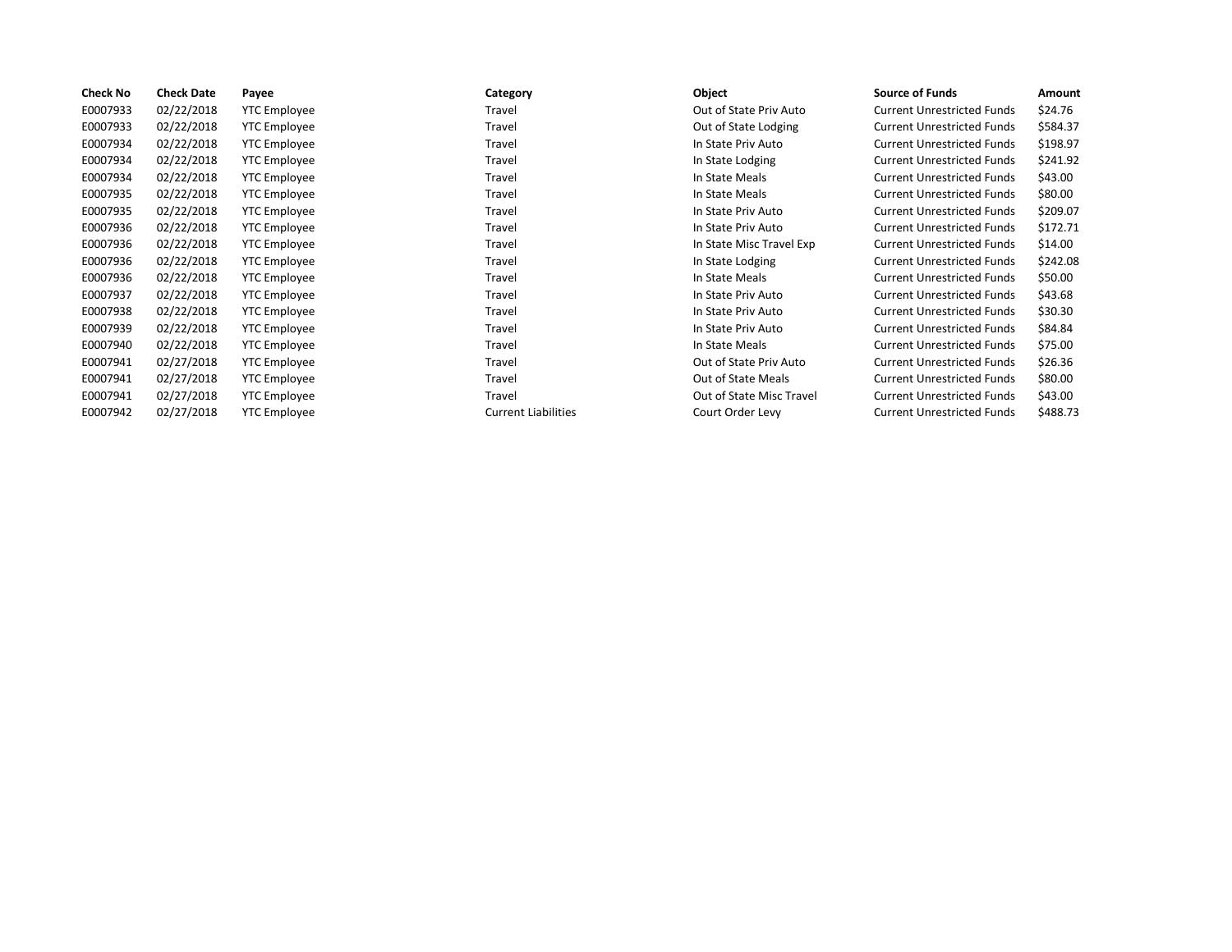| Check No | Check Date | Payee | Category | Object | Source of Funds | Amount |
|---|---|---|---|---|---|---|
| E0007933 | 02/22/2018 | YTC Employee | Travel | Out of State Priv Auto | Current Unrestricted Funds | $24.76 |
| E0007933 | 02/22/2018 | YTC Employee | Travel | Out of State Lodging | Current Unrestricted Funds | $584.37 |
| E0007934 | 02/22/2018 | YTC Employee | Travel | In State Priv Auto | Current Unrestricted Funds | $198.97 |
| E0007934 | 02/22/2018 | YTC Employee | Travel | In State Lodging | Current Unrestricted Funds | $241.92 |
| E0007934 | 02/22/2018 | YTC Employee | Travel | In State Meals | Current Unrestricted Funds | $43.00 |
| E0007935 | 02/22/2018 | YTC Employee | Travel | In State Meals | Current Unrestricted Funds | $80.00 |
| E0007935 | 02/22/2018 | YTC Employee | Travel | In State Priv Auto | Current Unrestricted Funds | $209.07 |
| E0007936 | 02/22/2018 | YTC Employee | Travel | In State Priv Auto | Current Unrestricted Funds | $172.71 |
| E0007936 | 02/22/2018 | YTC Employee | Travel | In State Misc Travel Exp | Current Unrestricted Funds | $14.00 |
| E0007936 | 02/22/2018 | YTC Employee | Travel | In State Lodging | Current Unrestricted Funds | $242.08 |
| E0007936 | 02/22/2018 | YTC Employee | Travel | In State Meals | Current Unrestricted Funds | $50.00 |
| E0007937 | 02/22/2018 | YTC Employee | Travel | In State Priv Auto | Current Unrestricted Funds | $43.68 |
| E0007938 | 02/22/2018 | YTC Employee | Travel | In State Priv Auto | Current Unrestricted Funds | $30.30 |
| E0007939 | 02/22/2018 | YTC Employee | Travel | In State Priv Auto | Current Unrestricted Funds | $84.84 |
| E0007940 | 02/22/2018 | YTC Employee | Travel | In State Meals | Current Unrestricted Funds | $75.00 |
| E0007941 | 02/27/2018 | YTC Employee | Travel | Out of State Priv Auto | Current Unrestricted Funds | $26.36 |
| E0007941 | 02/27/2018 | YTC Employee | Travel | Out of State Meals | Current Unrestricted Funds | $80.00 |
| E0007941 | 02/27/2018 | YTC Employee | Travel | Out of State Misc Travel | Current Unrestricted Funds | $43.00 |
| E0007942 | 02/27/2018 | YTC Employee | Current Liabilities | Court Order Levy | Current Unrestricted Funds | $488.73 |